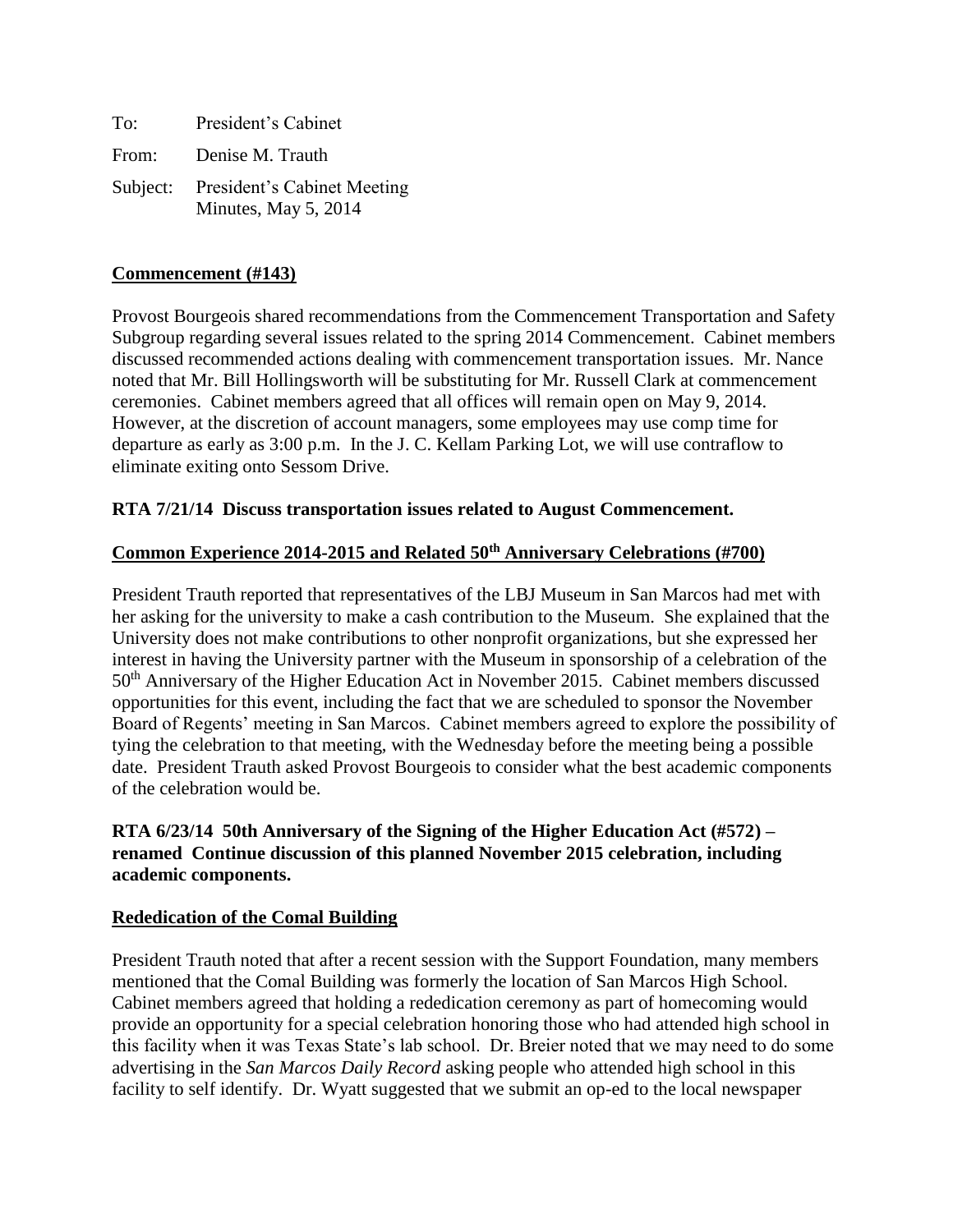To: President's Cabinet

From: Denise M. Trauth

Subject: President's Cabinet Meeting Minutes, May 5, 2014

**Commencement (#143)**

Provost Bourgeois shared recommendations from the Commencement Transportation and Safety Subgroup regarding several issues related to the spring 2014 Commencement. Cabinet members discussed recommended actions dealing with commencement transportation issues. Mr. Nance noted that Mr. Bill Hollingsworth will be substituting for Mr. Russell Clark at commencement ceremonies. Cabinet members agreed that all offices will remain open on May 9, 2014. However, at the discretion of account managers, some employees may use comp time for departure as early as 3:00 p.m. In the J. C. Kellam Parking Lot, we will use contraflow to eliminate exiting onto Sessom Drive.

**RTA 7/21/14 Discuss transportation issues related to August Commencement.**

**Common Experience 2014-2015 and Related 50th Anniversary Celebrations (#700)**

President Trauth reported that representatives of the LBJ Museum in San Marcos had met with her asking for the university to make a cash contribution to the Museum. She explained that the University does not make contributions to other nonprofit organizations, but she expressed her interest in having the University partner with the Museum in sponsorship of a celebration of the 50th Anniversary of the Higher Education Act in November 2015. Cabinet members discussed opportunities for this event, including the fact that we are scheduled to sponsor the November Board of Regents' meeting in San Marcos. Cabinet members agreed to explore the possibility of tying the celebration to that meeting, with the Wednesday before the meeting being a possible date. President Trauth asked Provost Bourgeois to consider what the best academic components of the celebration would be.

**RTA 6/23/14 50th Anniversary of the Signing of the Higher Education Act (#572) – renamed Continue discussion of this planned November 2015 celebration, including academic components.**

**Rededication of the Comal Building**

President Trauth noted that after a recent session with the Support Foundation, many members mentioned that the Comal Building was formerly the location of San Marcos High School. Cabinet members agreed that holding a rededication ceremony as part of homecoming would provide an opportunity for a special celebration honoring those who had attended high school in this facility when it was Texas State's lab school. Dr. Breier noted that we may need to do some advertising in the *San Marcos Daily Record* asking people who attended high school in this facility to self identify. Dr. Wyatt suggested that we submit an op-ed to the local newspaper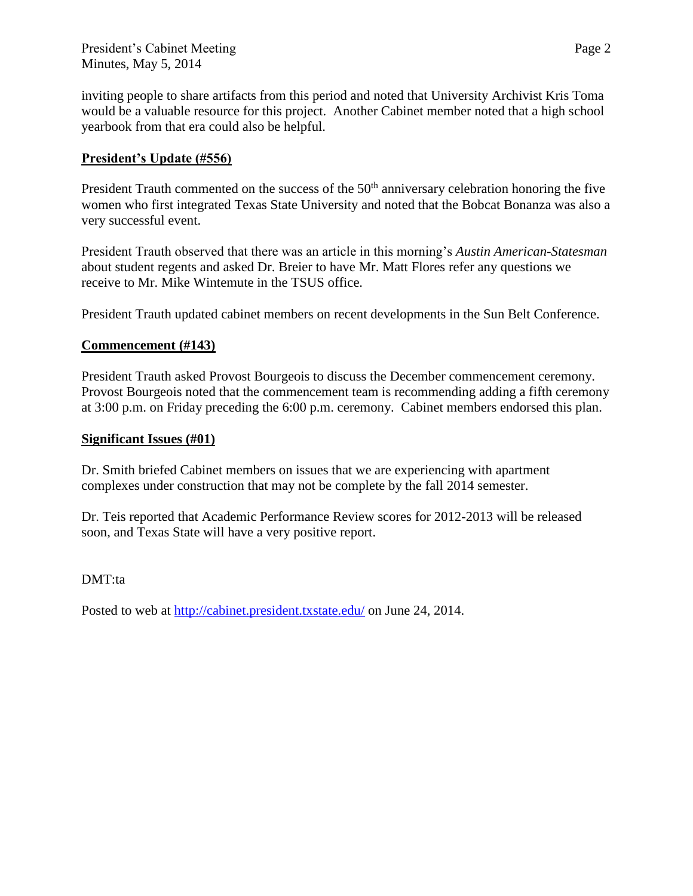inviting people to share artifacts from this period and noted that University Archivist Kris Toma would be a valuable resource for this project. Another Cabinet member noted that a high school yearbook from that era could also be helpful.

**President's Update (#556)**

President Trauth commented on the success of the 50th anniversary celebration honoring the five women who first integrated Texas State University and noted that the Bobcat Bonanza was also a very successful event.

President Trauth observed that there was an article in this morning's *Austin American-Statesman* about student regents and asked Dr. Breier to have Mr. Matt Flores refer any questions we receive to Mr. Mike Wintemute in the TSUS office.

President Trauth updated cabinet members on recent developments in the Sun Belt Conference.

**Commencement (#143)**

President Trauth asked Provost Bourgeois to discuss the December commencement ceremony. Provost Bourgeois noted that the commencement team is recommending adding a fifth ceremony at 3:00 p.m. on Friday preceding the 6:00 p.m. ceremony. Cabinet members endorsed this plan.

**Significant Issues (#01)**

Dr. Smith briefed Cabinet members on issues that we are experiencing with apartment complexes under construction that may not be complete by the fall 2014 semester.

Dr. Teis reported that Academic Performance Review scores for 2012-2013 will be released soon, and Texas State will have a very positive report.

DMT:ta

Posted to web at http://cabinet.president.txstate.edu/ on June 24, 2014.